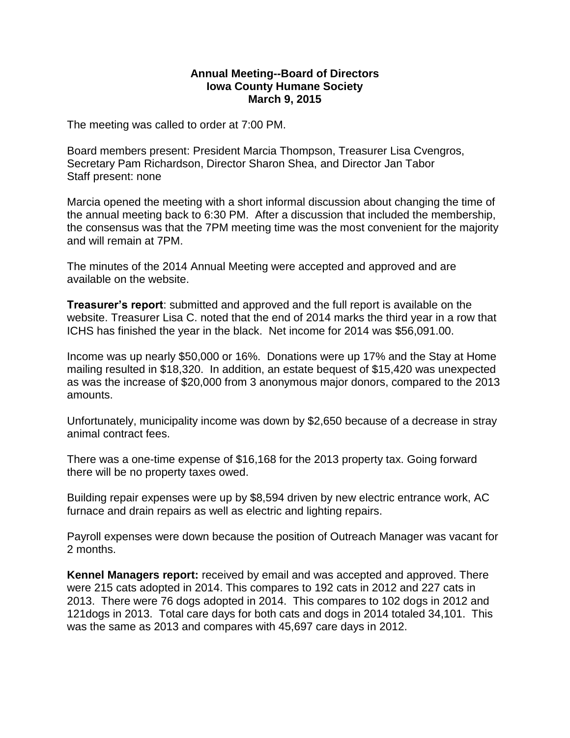**Annual Meeting--Board of Directors**
**Iowa County Humane Society**
**March 9, 2015**

The meeting was called to order at 7:00 PM.

Board members present: President Marcia Thompson, Treasurer Lisa Cvengros, Secretary Pam Richardson, Director Sharon Shea, and Director Jan Tabor
Staff present: none

Marcia opened the meeting with a short informal discussion about changing the time of the annual meeting back to 6:30 PM. After a discussion that included the membership, the consensus was that the 7PM meeting time was the most convenient for the majority and will remain at 7PM.

The minutes of the 2014 Annual Meeting were accepted and approved and are available on the website.

**Treasurer's report**: submitted and approved and the full report is available on the website. Treasurer Lisa C. noted that the end of 2014 marks the third year in a row that ICHS has finished the year in the black. Net income for 2014 was $56,091.00.

Income was up nearly $50,000 or 16%. Donations were up 17% and the Stay at Home mailing resulted in $18,320. In addition, an estate bequest of $15,420 was unexpected as was the increase of $20,000 from 3 anonymous major donors, compared to the 2013 amounts.

Unfortunately, municipality income was down by $2,650 because of a decrease in stray animal contract fees.

There was a one-time expense of $16,168 for the 2013 property tax. Going forward there will be no property taxes owed.

Building repair expenses were up by $8,594 driven by new electric entrance work, AC furnace and drain repairs as well as electric and lighting repairs.

Payroll expenses were down because the position of Outreach Manager was vacant for 2 months.

**Kennel Managers report:** received by email and was accepted and approved. There were 215 cats adopted in 2014. This compares to 192 cats in 2012 and 227 cats in 2013. There were 76 dogs adopted in 2014. This compares to 102 dogs in 2012 and 121dogs in 2013. Total care days for both cats and dogs in 2014 totaled 34,101. This was the same as 2013 and compares with 45,697 care days in 2012.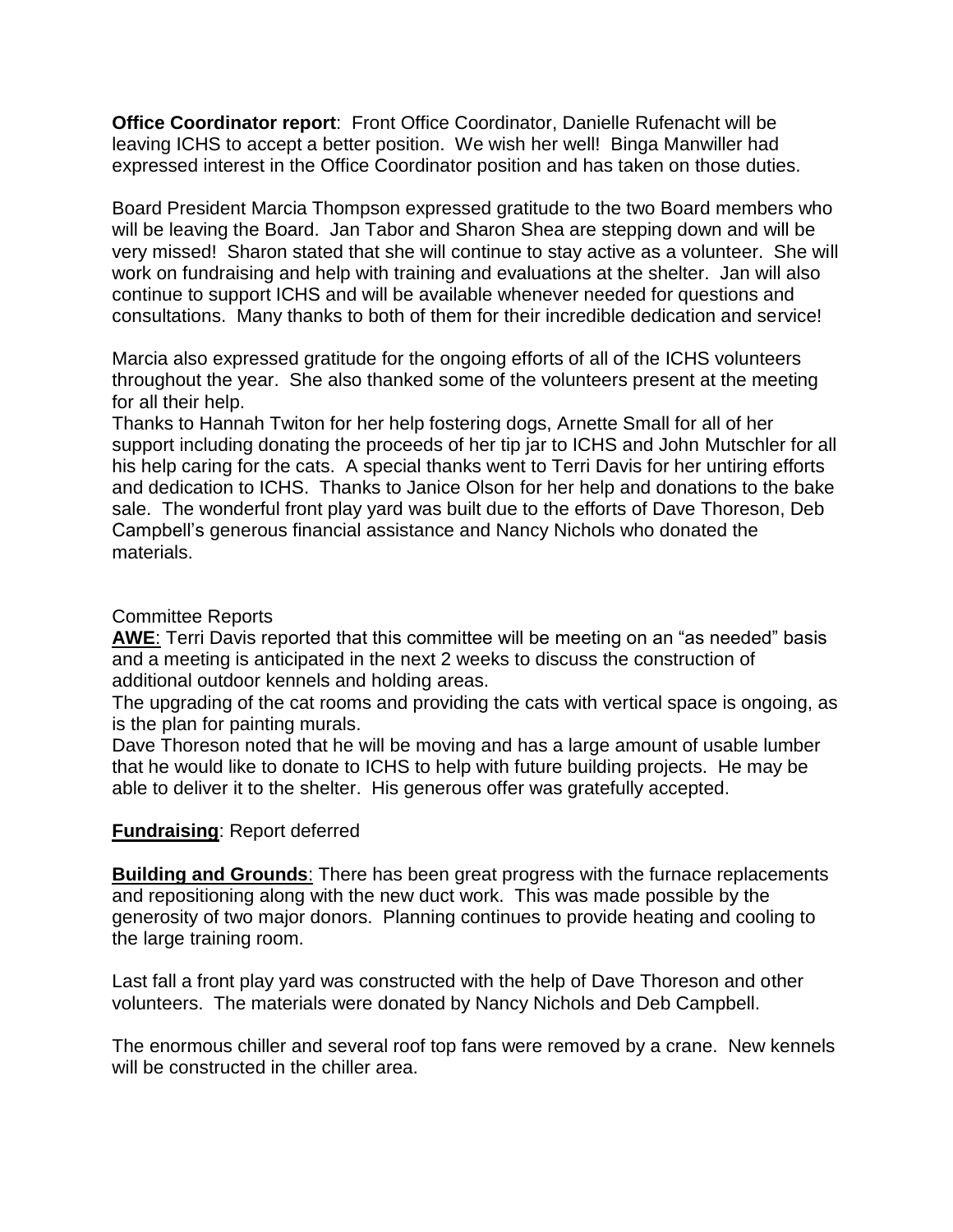**Office Coordinator report**: Front Office Coordinator, Danielle Rufenacht will be leaving ICHS to accept a better position. We wish her well! Binga Manwiller had expressed interest in the Office Coordinator position and has taken on those duties.

Board President Marcia Thompson expressed gratitude to the two Board members who will be leaving the Board. Jan Tabor and Sharon Shea are stepping down and will be very missed! Sharon stated that she will continue to stay active as a volunteer. She will work on fundraising and help with training and evaluations at the shelter. Jan will also continue to support ICHS and will be available whenever needed for questions and consultations. Many thanks to both of them for their incredible dedication and service!

Marcia also expressed gratitude for the ongoing efforts of all of the ICHS volunteers throughout the year. She also thanked some of the volunteers present at the meeting for all their help.
Thanks to Hannah Twiton for her help fostering dogs, Arnette Small for all of her support including donating the proceeds of her tip jar to ICHS and John Mutschler for all his help caring for the cats. A special thanks went to Terri Davis for her untiring efforts and dedication to ICHS. Thanks to Janice Olson for her help and donations to the bake sale. The wonderful front play yard was built due to the efforts of Dave Thoreson, Deb Campbell's generous financial assistance and Nancy Nichols who donated the materials.

Committee Reports

**AWE**: Terri Davis reported that this committee will be meeting on an "as needed" basis and a meeting is anticipated in the next 2 weeks to discuss the construction of additional outdoor kennels and holding areas.
The upgrading of the cat rooms and providing the cats with vertical space is ongoing, as is the plan for painting murals.
Dave Thoreson noted that he will be moving and has a large amount of usable lumber that he would like to donate to ICHS to help with future building projects. He may be able to deliver it to the shelter. His generous offer was gratefully accepted.

**Fundraising**: Report deferred

**Building and Grounds**: There has been great progress with the furnace replacements and repositioning along with the new duct work. This was made possible by the generosity of two major donors. Planning continues to provide heating and cooling to the large training room.

Last fall a front play yard was constructed with the help of Dave Thoreson and other volunteers. The materials were donated by Nancy Nichols and Deb Campbell.

The enormous chiller and several roof top fans were removed by a crane. New kennels will be constructed in the chiller area.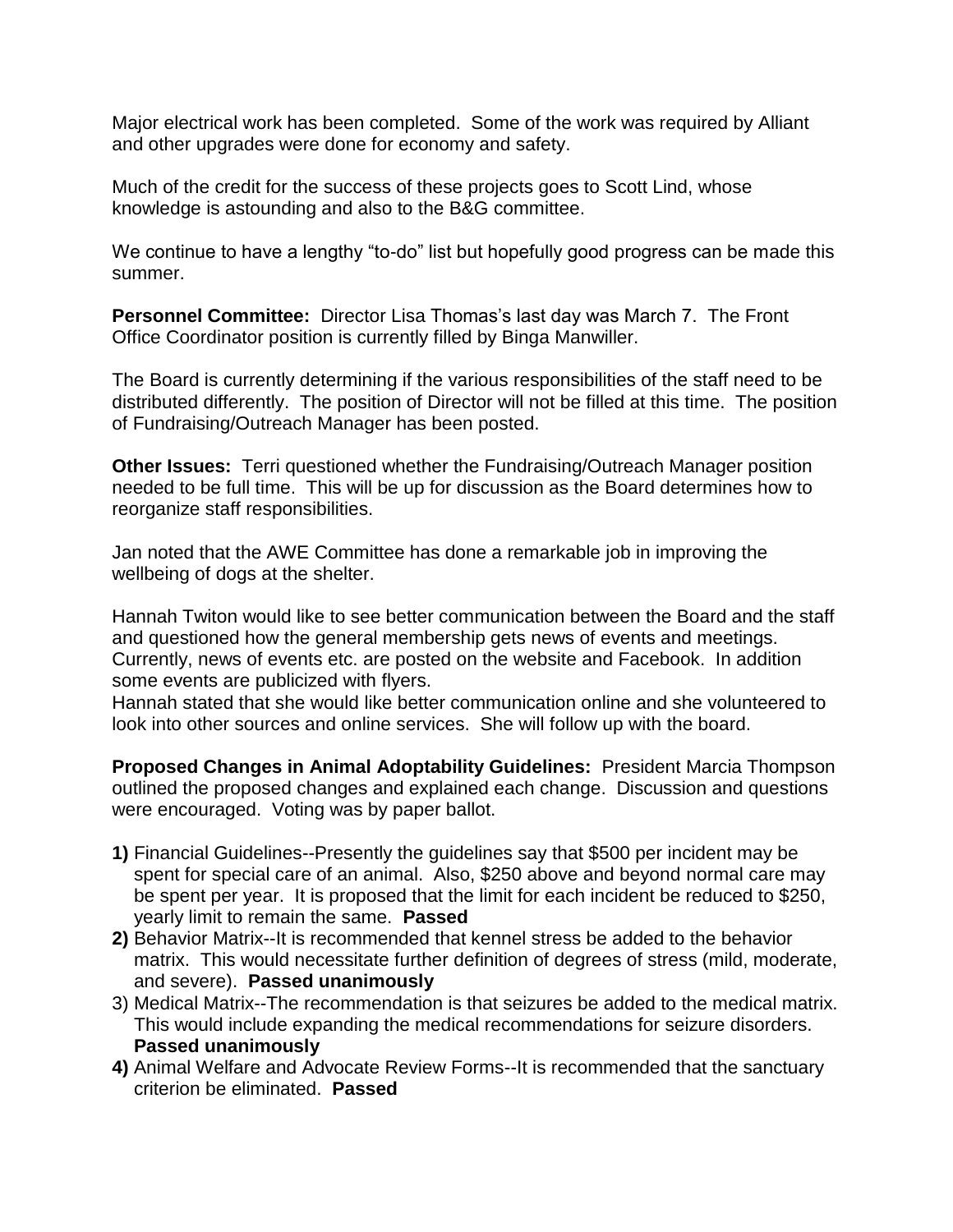Major electrical work has been completed. Some of the work was required by Alliant and other upgrades were done for economy and safety.

Much of the credit for the success of these projects goes to Scott Lind, whose knowledge is astounding and also to the B&G committee.

We continue to have a lengthy "to-do" list but hopefully good progress can be made this summer.

**Personnel Committee:** Director Lisa Thomas's last day was March 7. The Front Office Coordinator position is currently filled by Binga Manwiller.

The Board is currently determining if the various responsibilities of the staff need to be distributed differently. The position of Director will not be filled at this time. The position of Fundraising/Outreach Manager has been posted.

**Other Issues:** Terri questioned whether the Fundraising/Outreach Manager position needed to be full time. This will be up for discussion as the Board determines how to reorganize staff responsibilities.

Jan noted that the AWE Committee has done a remarkable job in improving the wellbeing of dogs at the shelter.

Hannah Twiton would like to see better communication between the Board and the staff and questioned how the general membership gets news of events and meetings. Currently, news of events etc. are posted on the website and Facebook. In addition some events are publicized with flyers.
Hannah stated that she would like better communication online and she volunteered to look into other sources and online services. She will follow up with the board.

**Proposed Changes in Animal Adoptability Guidelines:** President Marcia Thompson outlined the proposed changes and explained each change. Discussion and questions were encouraged. Voting was by paper ballot.

1) Financial Guidelines--Presently the guidelines say that $500 per incident may be spent for special care of an animal. Also, $250 above and beyond normal care may be spent per year. It is proposed that the limit for each incident be reduced to $250, yearly limit to remain the same. **Passed**
2) Behavior Matrix--It is recommended that kennel stress be added to the behavior matrix. This would necessitate further definition of degrees of stress (mild, moderate, and severe). **Passed unanimously**
3) Medical Matrix--The recommendation is that seizures be added to the medical matrix. This would include expanding the medical recommendations for seizure disorders. **Passed unanimously**
4) Animal Welfare and Advocate Review Forms--It is recommended that the sanctuary criterion be eliminated. **Passed**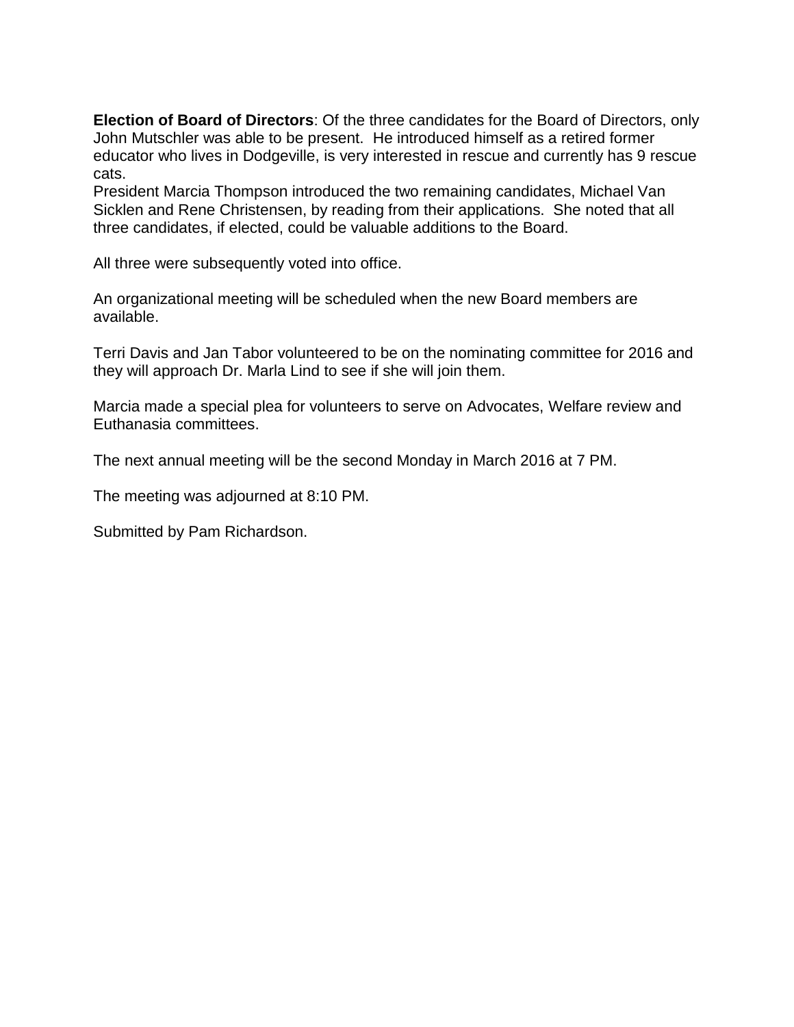**Election of Board of Directors**: Of the three candidates for the Board of Directors, only John Mutschler was able to be present. He introduced himself as a retired former educator who lives in Dodgeville, is very interested in rescue and currently has 9 rescue cats.
President Marcia Thompson introduced the two remaining candidates, Michael Van Sicklen and Rene Christensen, by reading from their applications. She noted that all three candidates, if elected, could be valuable additions to the Board.

All three were subsequently voted into office.

An organizational meeting will be scheduled when the new Board members are available.

Terri Davis and Jan Tabor volunteered to be on the nominating committee for 2016 and they will approach Dr. Marla Lind to see if she will join them.

Marcia made a special plea for volunteers to serve on Advocates, Welfare review and Euthanasia committees.

The next annual meeting will be the second Monday in March 2016 at 7 PM.

The meeting was adjourned at 8:10 PM.

Submitted by Pam Richardson.